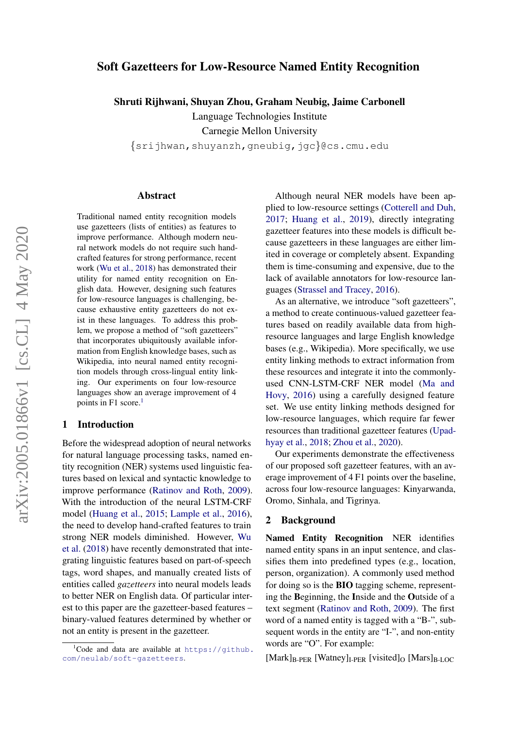# Soft Gazetteers for Low-Resource Named Entity Recognition

**Shruti Rijhwani, Shuyan Zhou, Graham Neubig, Jaime Carbonell**

Language Technologies Institute

Carnegie Mellon University

{srijhwan,shuyanzh,gneubig,jgc}@cs.cmu.edu

## Abstract

Traditional named entity recognition models use gazetteers (lists of entities) as features to improve performance. Although modern neural network models do not require such hand-crafted features for strong performance, recent work (Wu et al., 2018) has demonstrated their utility for named entity recognition on English data. However, designing such features for low-resource languages is challenging, because exhaustive entity gazetteers do not exist in these languages. To address this problem, we propose a method of "soft gazetteers" that incorporates ubiquitously available information from English knowledge bases, such as Wikipedia, into neural named entity recognition models through cross-lingual entity linking. Our experiments on four low-resource languages show an average improvement of 4 points in F1 score.[1]

## 1 Introduction

Before the widespread adoption of neural networks for natural language processing tasks, named entity recognition (NER) systems used linguistic features based on lexical and syntactic knowledge to improve performance (Ratinov and Roth, 2009). With the introduction of the neural LSTM-CRF model (Huang et al., 2015; Lample et al., 2016), the need to develop hand-crafted features to train strong NER models diminished. However, Wu et al. (2018) have recently demonstrated that integrating linguistic features based on part-of-speech tags, word shapes, and manually created lists of entities called *gazetteers* into neural models leads to better NER on English data. Of particular interest to this paper are the gazetteer-based features – binary-valued features determined by whether or not an entity is present in the gazetteer.

Although neural NER models have been applied to low-resource settings (Cotterell and Duh, 2017; Huang et al., 2019), directly integrating gazetteer features into these models is difficult because gazetteers in these languages are either limited in coverage or completely absent. Expanding them is time-consuming and expensive, due to the lack of available annotators for low-resource languages (Strassel and Tracey, 2016).

As an alternative, we introduce "soft gazetteers", a method to create continuous-valued gazetteer features based on readily available data from high-resource languages and large English knowledge bases (e.g., Wikipedia). More specifically, we use entity linking methods to extract information from these resources and integrate it into the commonly-used CNN-LSTM-CRF NER model (Ma and Hovy, 2016) using a carefully designed feature set. We use entity linking methods designed for low-resource languages, which require far fewer resources than traditional gazetteer features (Upadhyay et al., 2018; Zhou et al., 2020).

Our experiments demonstrate the effectiveness of our proposed soft gazetteer features, with an average improvement of 4 F1 points over the baseline, across four low-resource languages: Kinyarwanda, Oromo, Sinhala, and Tigrinya.

## 2 Background

**Named Entity Recognition** NER identifies named entity spans in an input sentence, and classifies them into predefined types (e.g., location, person, organization). A commonly used method for doing so is the **BIO** tagging scheme, representing the **B**eginning, the **I**nside and the **O**utside of a text segment (Ratinov and Roth, 2009). The first word of a named entity is tagged with a "B-", subsequent words in the entity are "I-", and non-entity words are "O". For example:

[Mark]$_{\text{B-PER}}$ [Watney]$_{\text{I-PER}}$ [visited]$_{\text{O}}$ [Mars]$_{\text{B-LOC}}$

[1] Code and data are available at https://github.com/neulab/soft-gazetteers.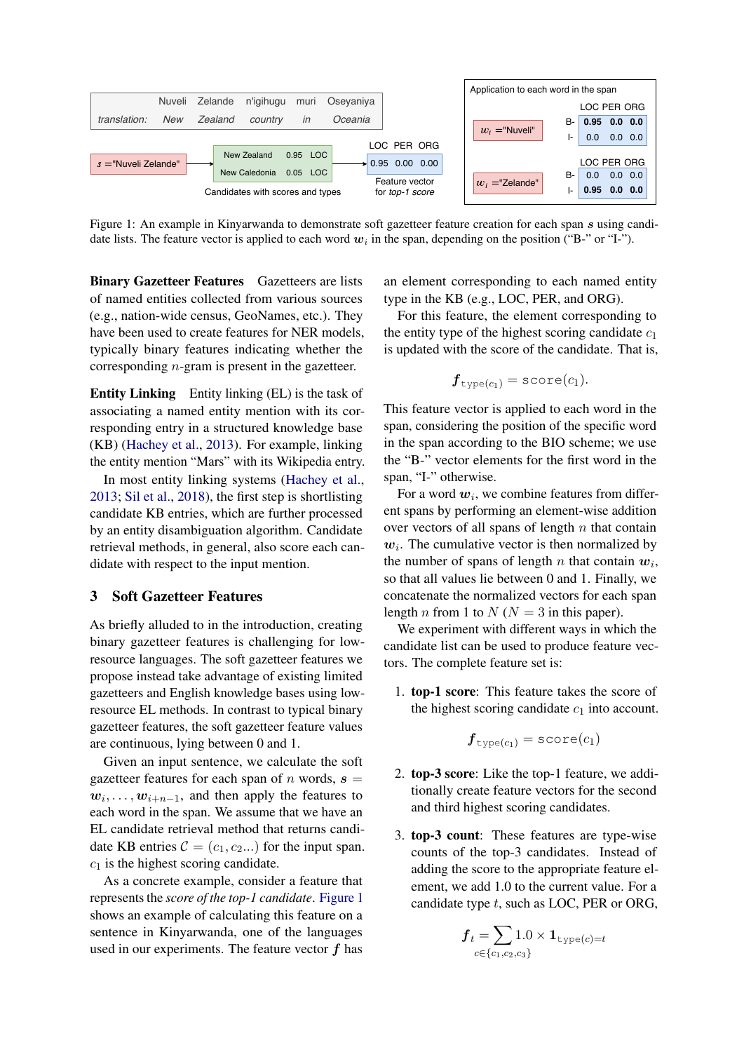| | Nuveli | Zelande | n'igihugu | muri | Oseyaniya |
|---|---|---|---|---|---|
| *translation:* | *New* | *Zealand* | *country* | *in* | *Oceania* |

$s$ ="Nuveli Zelande" → Candidates with scores and types:

| Candidate | Score | Type |
|---|---|---|
| New Zealand | 0.95 | LOC |
| New Caledonia | 0.05 | LOC |

Feature vector for *top-1 score*:

| LOC | PER | ORG |
|---|---|---|
| 0.95 | 0.00 | 0.00 |

Application to each word in the span

$w_i$ ="Nuveli"

| | LOC | PER | ORG |
|---|---|---|---|
| B- | **0.95** | **0.0** | **0.0** |
| I- | 0.0 | 0.0 | 0.0 |

$w_i$ ="Zelande"

| | LOC | PER | ORG |
|---|---|---|---|
| B- | 0.0 | 0.0 | 0.0 |
| I- | **0.95** | **0.0** | **0.0** |

Figure 1: An example in Kinyarwanda to demonstrate soft gazetteer feature creation for each span $s$ using candidate lists. The feature vector is applied to each word $w_i$ in the span, depending on the position ("B-" or "I-").

**Binary Gazetteer Features** Gazetteers are lists of named entities collected from various sources (e.g., nation-wide census, GeoNames, etc.). They have been used to create features for NER models, typically binary features indicating whether the corresponding $n$-gram is present in the gazetteer.

**Entity Linking** Entity linking (EL) is the task of associating a named entity mention with its corresponding entry in a structured knowledge base (KB) (Hachey et al., 2013). For example, linking the entity mention "Mars" with its Wikipedia entry.

In most entity linking systems (Hachey et al., 2013; Sil et al., 2018), the first step is shortlisting candidate KB entries, which are further processed by an entity disambiguation algorithm. Candidate retrieval methods, in general, also score each candidate with respect to the input mention.

## 3 Soft Gazetteer Features

As briefly alluded to in the introduction, creating binary gazetteer features is challenging for low-resource languages. The soft gazetteer features we propose instead take advantage of existing limited gazetteers and English knowledge bases using low-resource EL methods. In contrast to typical binary gazetteer features, the soft gazetteer feature values are continuous, lying between 0 and 1.

Given an input sentence, we calculate the soft gazetteer features for each span of $n$ words, $s = w_i, \ldots, w_{i+n-1}$, and then apply the features to each word in the span. We assume that we have an EL candidate retrieval method that returns candidate KB entries $\mathcal{C} = (c_1, c_2 \ldots)$ for the input span. $c_1$ is the highest scoring candidate.

As a concrete example, consider a feature that represents the *score of the top-1 candidate*. Figure 1 shows an example of calculating this feature on a sentence in Kinyarwanda, one of the languages used in our experiments. The feature vector $f$ has an element corresponding to each named entity type in the KB (e.g., LOC, PER, and ORG).

For this feature, the element corresponding to the entity type of the highest scoring candidate $c_1$ is updated with the score of the candidate. That is,

$$f_{\text{type}(c_1)} = \texttt{score}(c_1).$$

This feature vector is applied to each word in the span, considering the position of the specific word in the span according to the BIO scheme; we use the "B-" vector elements for the first word in the span, "I-" otherwise.

For a word $w_i$, we combine features from different spans by performing an element-wise addition over vectors of all spans of length $n$ that contain $w_i$. The cumulative vector is then normalized by the number of spans of length $n$ that contain $w_i$, so that all values lie between 0 and 1. Finally, we concatenate the normalized vectors for each span length $n$ from 1 to $N$ ($N = 3$ in this paper).

We experiment with different ways in which the candidate list can be used to produce feature vectors. The complete feature set is:

1. **top-1 score**: This feature takes the score of the highest scoring candidate $c_1$ into account.
$$f_{\text{type}(c_1)} = \texttt{score}(c_1)$$

2. **top-3 score**: Like the top-1 feature, we additionally create feature vectors for the second and third highest scoring candidates.

3. **top-3 count**: These features are type-wise counts of the top-3 candidates. Instead of adding the score to the appropriate feature element, we add 1.0 to the current value. For a candidate type $t$, such as LOC, PER or ORG,
$$f_t = \sum_{c \in \{c_1, c_2, c_3\}} 1.0 \times \mathbf{1}_{\text{type}(c)=t}$$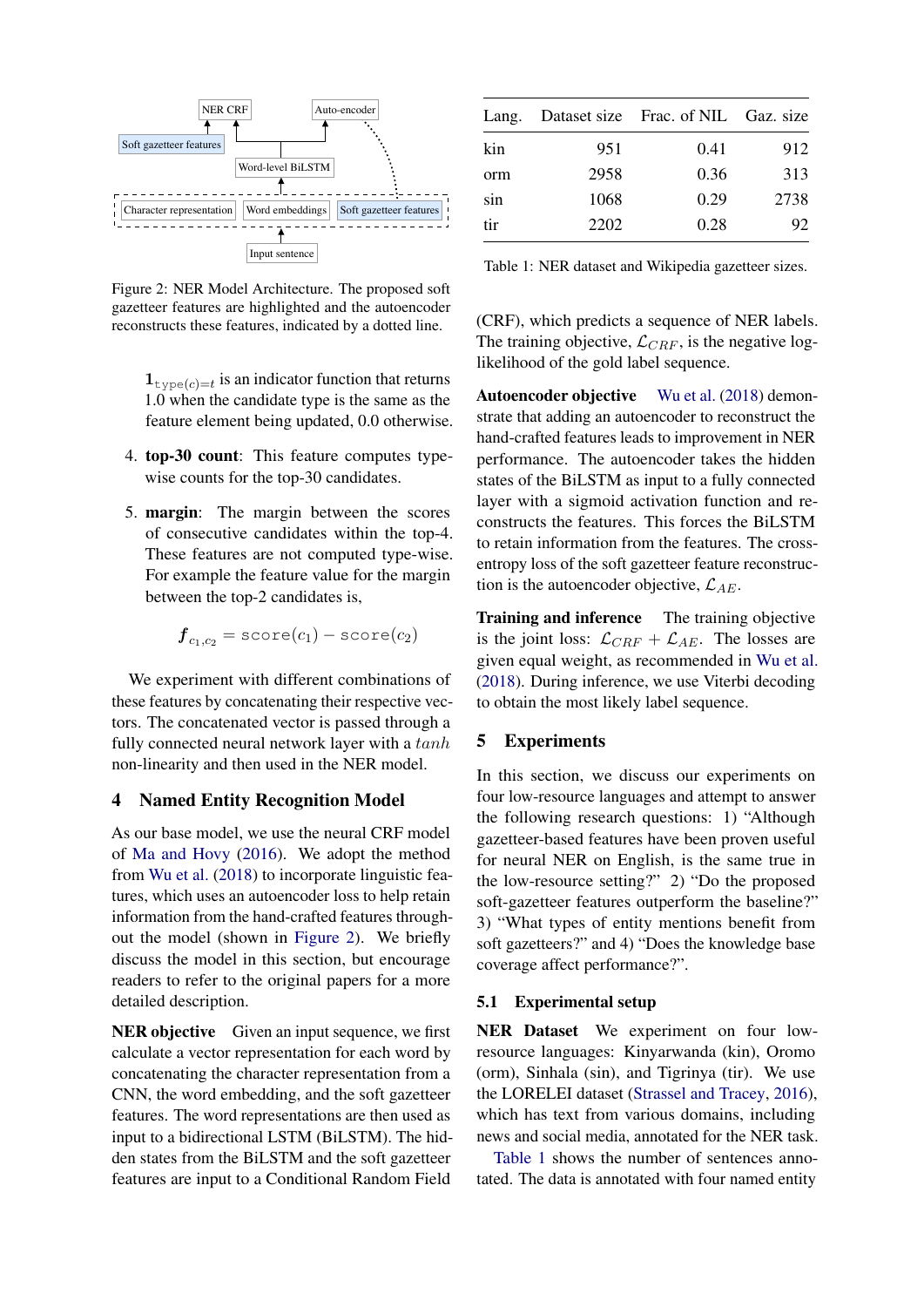Figure 2: NER Model Architecture. The proposed soft gazetteer features are highlighted and the autoencoder reconstructs these features, indicated by a dotted line.

$\mathbf{1}_{\texttt{type}(c)=t}$ is an indicator function that returns 1.0 when the candidate type is the same as the feature element being updated, 0.0 otherwise.

4. **top-30 count**: This feature computes type-wise counts for the top-30 candidates.

5. **margin**: The margin between the scores of consecutive candidates within the top-4. These features are not computed type-wise. For example the feature value for the margin between the top-2 candidates is,

$$\boldsymbol{f}_{c_1,c_2} = \texttt{score}(c_1) - \texttt{score}(c_2)$$

We experiment with different combinations of these features by concatenating their respective vectors. The concatenated vector is passed through a fully connected neural network layer with a $tanh$ non-linearity and then used in the NER model.

## 4 Named Entity Recognition Model

As our base model, we use the neural CRF model of Ma and Hovy (2016). We adopt the method from Wu et al. (2018) to incorporate linguistic features, which uses an autoencoder loss to help retain information from the hand-crafted features throughout the model (shown in Figure 2). We briefly discuss the model in this section, but encourage readers to refer to the original papers for a more detailed description.

**NER objective** Given an input sequence, we first calculate a vector representation for each word by concatenating the character representation from a CNN, the word embedding, and the soft gazetteer features. The word representations are then used as input to a bidirectional LSTM (BiLSTM). The hidden states from the BiLSTM and the soft gazetteer features are input to a Conditional Random Field (CRF), which predicts a sequence of NER labels. The training objective, $\mathcal{L}_{CRF}$, is the negative log-likelihood of the gold label sequence.

| Lang. | Dataset size | Frac. of NIL | Gaz. size |
|---|---|---|---|
| kin | 951 | 0.41 | 912 |
| orm | 2958 | 0.36 | 313 |
| sin | 1068 | 0.29 | 2738 |
| tir | 2202 | 0.28 | 92 |

Table 1: NER dataset and Wikipedia gazetteer sizes.

**Autoencoder objective** Wu et al. (2018) demonstrate that adding an autoencoder to reconstruct the hand-crafted features leads to improvement in NER performance. The autoencoder takes the hidden states of the BiLSTM as input to a fully connected layer with a sigmoid activation function and reconstructs the features. This forces the BiLSTM to retain information from the features. The cross-entropy loss of the soft gazetteer feature reconstruction is the autoencoder objective, $\mathcal{L}_{AE}$.

**Training and inference** The training objective is the joint loss: $\mathcal{L}_{CRF} + \mathcal{L}_{AE}$. The losses are given equal weight, as recommended in Wu et al. (2018). During inference, we use Viterbi decoding to obtain the most likely label sequence.

## 5 Experiments

In this section, we discuss our experiments on four low-resource languages and attempt to answer the following research questions: 1) "Although gazetteer-based features have been proven useful for neural NER on English, is the same true in the low-resource setting?" 2) "Do the proposed soft-gazetteer features outperform the baseline?" 3) "What types of entity mentions benefit from soft gazetteers?" and 4) "Does the knowledge base coverage affect performance?".

### 5.1 Experimental setup

**NER Dataset** We experiment on four low-resource languages: Kinyarwanda (kin), Oromo (orm), Sinhala (sin), and Tigrinya (tir). We use the LORELEI dataset (Strassel and Tracey, 2016), which has text from various domains, including news and social media, annotated for the NER task.

Table 1 shows the number of sentences annotated. The data is annotated with four named entity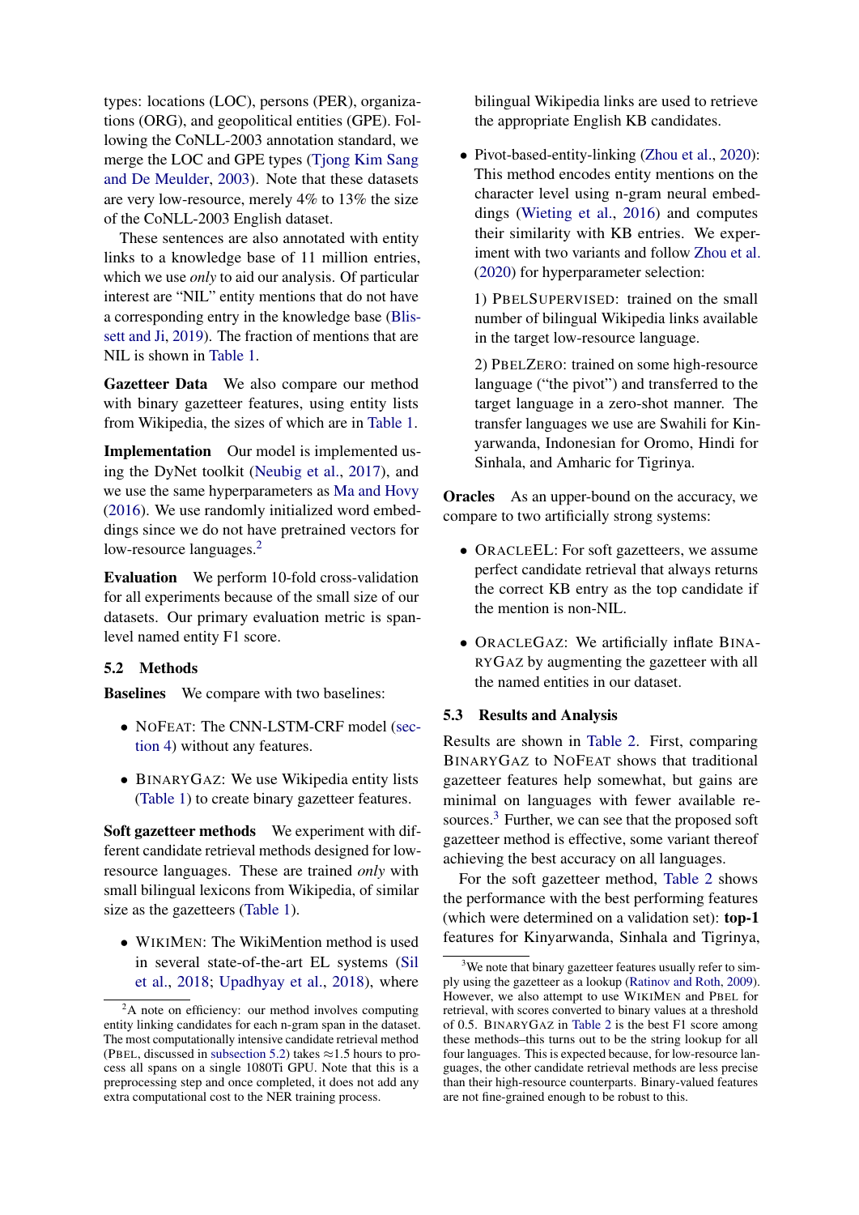types: locations (LOC), persons (PER), organizations (ORG), and geopolitical entities (GPE). Following the CoNLL-2003 annotation standard, we merge the LOC and GPE types (Tjong Kim Sang and De Meulder, 2003). Note that these datasets are very low-resource, merely 4% to 13% the size of the CoNLL-2003 English dataset.

These sentences are also annotated with entity links to a knowledge base of 11 million entries, which we use *only* to aid our analysis. Of particular interest are "NIL" entity mentions that do not have a corresponding entry in the knowledge base (Blissett and Ji, 2019). The fraction of mentions that are NIL is shown in Table 1.

**Gazetteer Data** We also compare our method with binary gazetteer features, using entity lists from Wikipedia, the sizes of which are in Table 1.

**Implementation** Our model is implemented using the DyNet toolkit (Neubig et al., 2017), and we use the same hyperparameters as Ma and Hovy (2016). We use randomly initialized word embeddings since we do not have pretrained vectors for low-resource languages.[2]

**Evaluation** We perform 10-fold cross-validation for all experiments because of the small size of our datasets. Our primary evaluation metric is span-level named entity F1 score.

## 5.2 Methods

**Baselines** We compare with two baselines:

- NoFeat: The CNN-LSTM-CRF model (section 4) without any features.
- BinaryGaz: We use Wikipedia entity lists (Table 1) to create binary gazetteer features.

**Soft gazetteer methods** We experiment with different candidate retrieval methods designed for low-resource languages. These are trained *only* with small bilingual lexicons from Wikipedia, of similar size as the gazetteers (Table 1).

- WikiMen: The WikiMention method is used in several state-of-the-art EL systems (Sil et al., 2018; Upadhyay et al., 2018), where bilingual Wikipedia links are used to retrieve the appropriate English KB candidates.
- Pivot-based-entity-linking (Zhou et al., 2020): This method encodes entity mentions on the character level using n-gram neural embeddings (Wieting et al., 2016) and computes their similarity with KB entries. We experiment with two variants and follow Zhou et al. (2020) for hyperparameter selection:

  1) PbelSupervised: trained on the small number of bilingual Wikipedia links available in the target low-resource language.

  2) PbelZero: trained on some high-resource language ("the pivot") and transferred to the target language in a zero-shot manner. The transfer languages we use are Swahili for Kinyarwanda, Indonesian for Oromo, Hindi for Sinhala, and Amharic for Tigrinya.

**Oracles** As an upper-bound on the accuracy, we compare to two artificially strong systems:

- OracleEL: For soft gazetteers, we assume perfect candidate retrieval that always returns the correct KB entry as the top candidate if the mention is non-NIL.
- OracleGaz: We artificially inflate BinaryGaz by augmenting the gazetteer with all the named entities in our dataset.

## 5.3 Results and Analysis

Results are shown in Table 2. First, comparing BinaryGaz to NoFeat shows that traditional gazetteer features help somewhat, but gains are minimal on languages with fewer available resources.[3] Further, we can see that the proposed soft gazetteer method is effective, some variant thereof achieving the best accuracy on all languages.

For the soft gazetteer method, Table 2 shows the performance with the best performing features (which were determined on a validation set): **top-1** features for Kinyarwanda, Sinhala and Tigrinya,

[2] A note on efficiency: our method involves computing entity linking candidates for each n-gram span in the dataset. The most computationally intensive candidate retrieval method (PBEL, discussed in subsection 5.2) takes ≈1.5 hours to process all spans on a single 1080Ti GPU. Note that this is a preprocessing step and once completed, it does not add any extra computational cost to the NER training process.

[3] We note that binary gazetteer features usually refer to simply using the gazetteer as a lookup (Ratinov and Roth, 2009). However, we also attempt to use WikiMen and PBEL for retrieval, with scores converted to binary values at a threshold of 0.5. BinaryGaz in Table 2 is the best F1 score among these methods–this turns out to be the string lookup for all four languages. This is expected because, for low-resource languages, the other candidate retrieval methods are less precise than their high-resource counterparts. Binary-valued features are not fine-grained enough to be robust to this.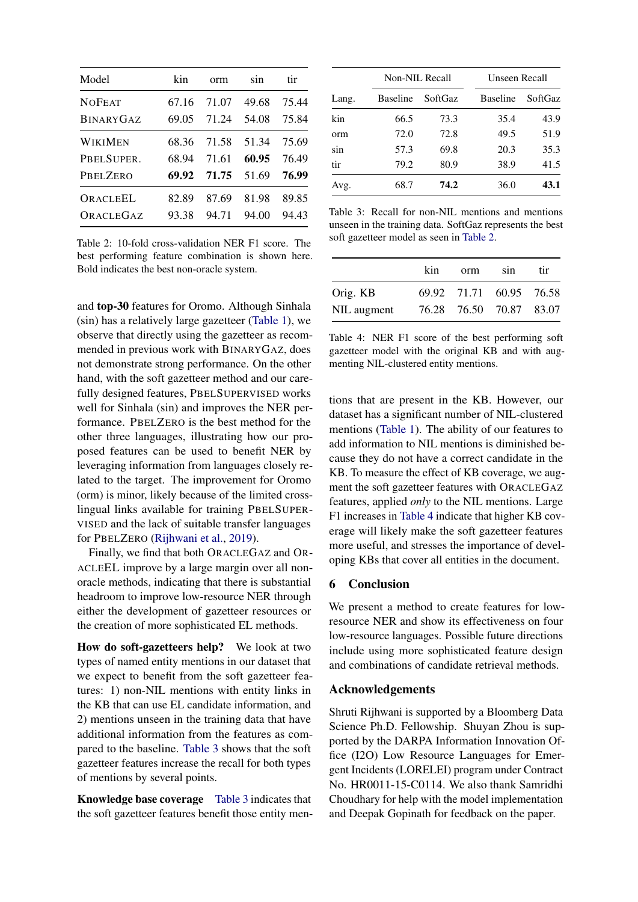| Model | kin | orm | sin | tir |
|---|---|---|---|---|
| NoFeat | 67.16 | 71.07 | 49.68 | 75.44 |
| BinaryGaz | 69.05 | 71.24 | 54.08 | 75.84 |
| WikiMen | 68.36 | 71.58 | 51.34 | 75.69 |
| PBELSuper. | 68.94 | 71.61 | **60.95** | 76.49 |
| PBELZero | **69.92** | **71.75** | 51.69 | **76.99** |
| OracleEL | 82.89 | 87.69 | 81.98 | 89.85 |
| OracleGaz | 93.38 | 94.71 | 94.00 | 94.43 |

Table 2: 10-fold cross-validation NER F1 score. The best performing feature combination is shown here. Bold indicates the best non-oracle system.

and **top-30** features for Oromo. Although Sinhala (sin) has a relatively large gazetteer (Table 1), we observe that directly using the gazetteer as recommended in previous work with BinaryGaz, does not demonstrate strong performance. On the other hand, with the soft gazetteer method and our carefully designed features, PBELSupervised works well for Sinhala (sin) and improves the NER performance. PBELZero is the best method for the other three languages, illustrating how our proposed features can be used to benefit NER by leveraging information from languages closely related to the target. The improvement for Oromo (orm) is minor, likely because of the limited cross-lingual links available for training PBELSupervised and the lack of suitable transfer languages for PBELZero (Rijhwani et al., 2019).

Finally, we find that both OracleGaz and OracleEL improve by a large margin over all non-oracle methods, indicating that there is substantial headroom to improve low-resource NER through either the development of gazetteer resources or the creation of more sophisticated EL methods.

**How do soft-gazetteers help?** We look at two types of named entity mentions in our dataset that we expect to benefit from the soft gazetteer features: 1) non-NIL mentions with entity links in the KB that can use EL candidate information, and 2) mentions unseen in the training data that have additional information from the features as compared to the baseline. Table 3 shows that the soft gazetteer features increase the recall for both types of mentions by several points.

**Knowledge base coverage** Table 3 indicates that the soft gazetteer features benefit those entity mentions that are present in the KB. However, our dataset has a significant number of NIL-clustered mentions (Table 1). The ability of our features to add information to NIL mentions is diminished because they do not have a correct candidate in the KB. To measure the effect of KB coverage, we augment the soft gazetteer features with OracleGaz features, applied *only* to the NIL mentions. Large F1 increases in Table 4 indicate that higher KB coverage will likely make the soft gazetteer features more useful, and stresses the importance of developing KBs that cover all entities in the document.

| | Non-NIL Recall | | Unseen Recall | |
|---|---|---|---|---|
| Lang. | Baseline | SoftGaz | Baseline | SoftGaz |
| kin | 66.5 | 73.3 | 35.4 | 43.9 |
| orm | 72.0 | 72.8 | 49.5 | 51.9 |
| sin | 57.3 | 69.8 | 20.3 | 35.3 |
| tir | 79.2 | 80.9 | 38.9 | 41.5 |
| Avg. | 68.7 | **74.2** | 36.0 | **43.1** |

Table 3: Recall for non-NIL mentions and mentions unseen in the training data. SoftGaz represents the best soft gazetteer model as seen in Table 2.

| | kin | orm | sin | tir |
|---|---|---|---|---|
| Orig. KB | 69.92 | 71.71 | 60.95 | 76.58 |
| NIL augment | 76.28 | 76.50 | 70.87 | 83.07 |

Table 4: NER F1 score of the best performing soft gazetteer model with the original KB and with augmenting NIL-clustered entity mentions.

## 6 Conclusion

We present a method to create features for low-resource NER and show its effectiveness on four low-resource languages. Possible future directions include using more sophisticated feature design and combinations of candidate retrieval methods.

## Acknowledgements

Shruti Rijhwani is supported by a Bloomberg Data Science Ph.D. Fellowship. Shuyan Zhou is supported by the DARPA Information Innovation Office (I2O) Low Resource Languages for Emergent Incidents (LORELEI) program under Contract No. HR0011-15-C0114. We also thank Samridhi Choudhary for help with the model implementation and Deepak Gopinath for feedback on the paper.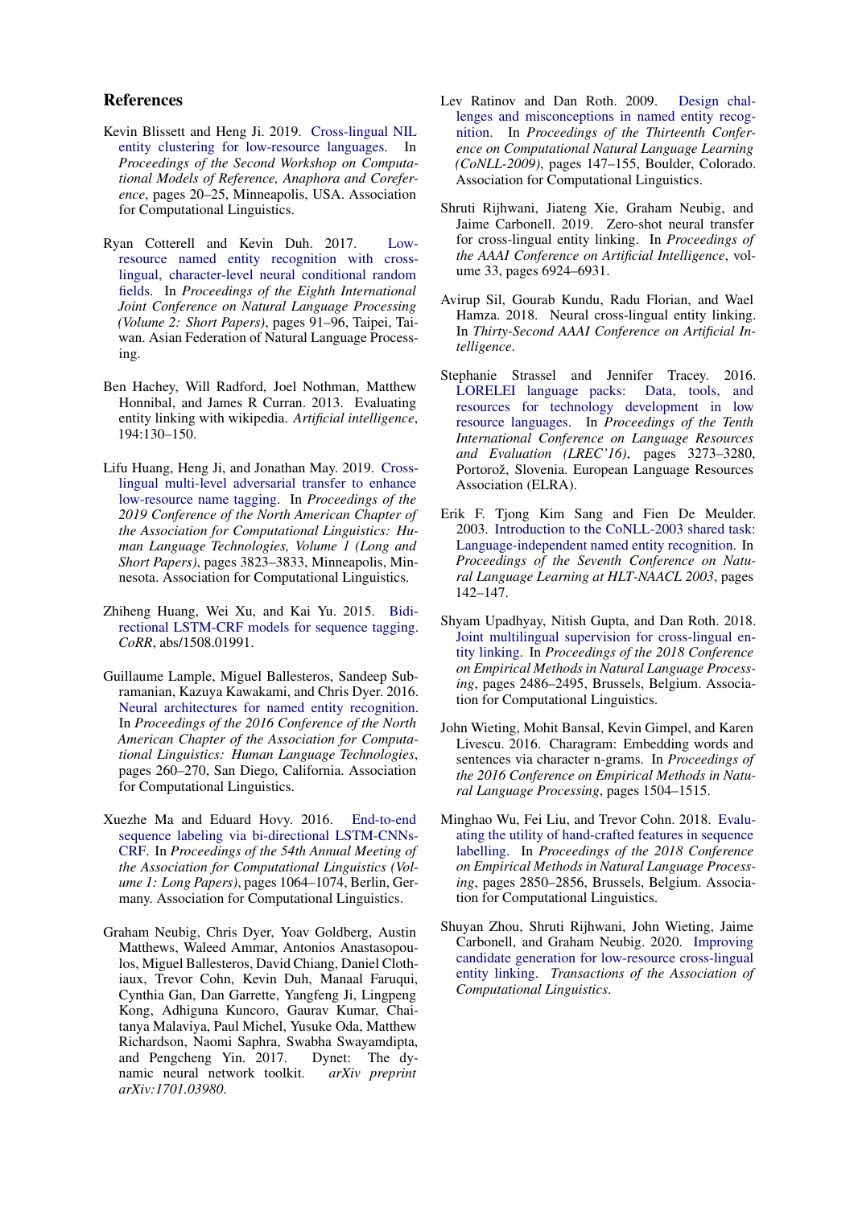## References

Kevin Blissett and Heng Ji. 2019. Cross-lingual NIL entity clustering for low-resource languages. In *Proceedings of the Second Workshop on Computational Models of Reference, Anaphora and Coreference*, pages 20–25, Minneapolis, USA. Association for Computational Linguistics.

Ryan Cotterell and Kevin Duh. 2017. Low-resource named entity recognition with cross-lingual, character-level neural conditional random fields. In *Proceedings of the Eighth International Joint Conference on Natural Language Processing (Volume 2: Short Papers)*, pages 91–96, Taipei, Taiwan. Asian Federation of Natural Language Processing.

Ben Hachey, Will Radford, Joel Nothman, Matthew Honnibal, and James R Curran. 2013. Evaluating entity linking with wikipedia. *Artificial intelligence*, 194:130–150.

Lifu Huang, Heng Ji, and Jonathan May. 2019. Cross-lingual multi-level adversarial transfer to enhance low-resource name tagging. In *Proceedings of the 2019 Conference of the North American Chapter of the Association for Computational Linguistics: Human Language Technologies, Volume 1 (Long and Short Papers)*, pages 3823–3833, Minneapolis, Minnesota. Association for Computational Linguistics.

Zhiheng Huang, Wei Xu, and Kai Yu. 2015. Bidirectional LSTM-CRF models for sequence tagging. *CoRR*, abs/1508.01991.

Guillaume Lample, Miguel Ballesteros, Sandeep Subramanian, Kazuya Kawakami, and Chris Dyer. 2016. Neural architectures for named entity recognition. In *Proceedings of the 2016 Conference of the North American Chapter of the Association for Computational Linguistics: Human Language Technologies*, pages 260–270, San Diego, California. Association for Computational Linguistics.

Xuezhe Ma and Eduard Hovy. 2016. End-to-end sequence labeling via bi-directional LSTM-CNNs-CRF. In *Proceedings of the 54th Annual Meeting of the Association for Computational Linguistics (Volume 1: Long Papers)*, pages 1064–1074, Berlin, Germany. Association for Computational Linguistics.

Graham Neubig, Chris Dyer, Yoav Goldberg, Austin Matthews, Waleed Ammar, Antonios Anastasopoulos, Miguel Ballesteros, David Chiang, Daniel Clothiaux, Trevor Cohn, Kevin Duh, Manaal Faruqui, Cynthia Gan, Dan Garrette, Yangfeng Ji, Lingpeng Kong, Adhiguna Kuncoro, Gaurav Kumar, Chaitanya Malaviya, Paul Michel, Yusuke Oda, Matthew Richardson, Naomi Saphra, Swabha Swayamdipta, and Pengcheng Yin. 2017. Dynet: The dynamic neural network toolkit. *arXiv preprint arXiv:1701.03980*.

Lev Ratinov and Dan Roth. 2009. Design challenges and misconceptions in named entity recognition. In *Proceedings of the Thirteenth Conference on Computational Natural Language Learning (CoNLL-2009)*, pages 147–155, Boulder, Colorado. Association for Computational Linguistics.

Shruti Rijhwani, Jiateng Xie, Graham Neubig, and Jaime Carbonell. 2019. Zero-shot neural transfer for cross-lingual entity linking. In *Proceedings of the AAAI Conference on Artificial Intelligence*, volume 33, pages 6924–6931.

Avirup Sil, Gourab Kundu, Radu Florian, and Wael Hamza. 2018. Neural cross-lingual entity linking. In *Thirty-Second AAAI Conference on Artificial Intelligence*.

Stephanie Strassel and Jennifer Tracey. 2016. LORELEI language packs: Data, tools, and resources for technology development in low resource languages. In *Proceedings of the Tenth International Conference on Language Resources and Evaluation (LREC'16)*, pages 3273–3280, Portorož, Slovenia. European Language Resources Association (ELRA).

Erik F. Tjong Kim Sang and Fien De Meulder. 2003. Introduction to the CoNLL-2003 shared task: Language-independent named entity recognition. In *Proceedings of the Seventh Conference on Natural Language Learning at HLT-NAACL 2003*, pages 142–147.

Shyam Upadhyay, Nitish Gupta, and Dan Roth. 2018. Joint multilingual supervision for cross-lingual entity linking. In *Proceedings of the 2018 Conference on Empirical Methods in Natural Language Processing*, pages 2486–2495, Brussels, Belgium. Association for Computational Linguistics.

John Wieting, Mohit Bansal, Kevin Gimpel, and Karen Livescu. 2016. Charagram: Embedding words and sentences via character n-grams. In *Proceedings of the 2016 Conference on Empirical Methods in Natural Language Processing*, pages 1504–1515.

Minghao Wu, Fei Liu, and Trevor Cohn. 2018. Evaluating the utility of hand-crafted features in sequence labelling. In *Proceedings of the 2018 Conference on Empirical Methods in Natural Language Processing*, pages 2850–2856, Brussels, Belgium. Association for Computational Linguistics.

Shuyan Zhou, Shruti Rijhwani, John Wieting, Jaime Carbonell, and Graham Neubig. 2020. Improving candidate generation for low-resource cross-lingual entity linking. *Transactions of the Association of Computational Linguistics*.